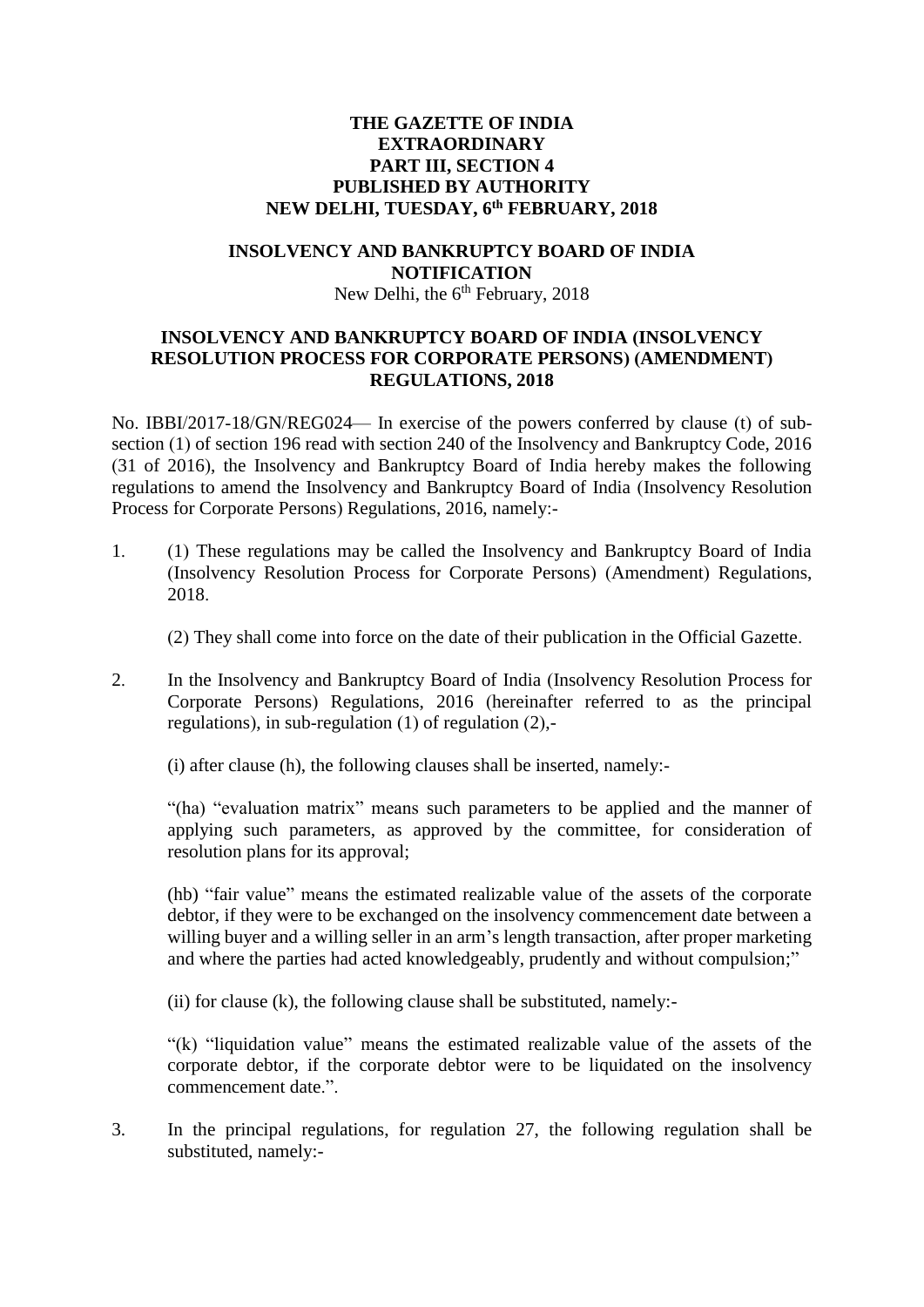**THE GAZETTE OF INDIA**
**EXTRAORDINARY**
**PART III, SECTION 4**
**PUBLISHED BY AUTHORITY**
**NEW DELHI, TUESDAY, 6th FEBRUARY, 2018**

**INSOLVENCY AND BANKRUPTCY BOARD OF INDIA**
**NOTIFICATION**
New Delhi, the 6th February, 2018

**INSOLVENCY AND BANKRUPTCY BOARD OF INDIA (INSOLVENCY RESOLUTION PROCESS FOR CORPORATE PERSONS) (AMENDMENT) REGULATIONS, 2018**

No. IBBI/2017-18/GN/REG024— In exercise of the powers conferred by clause (t) of sub-section (1) of section 196 read with section 240 of the Insolvency and Bankruptcy Code, 2016 (31 of 2016), the Insolvency and Bankruptcy Board of India hereby makes the following regulations to amend the Insolvency and Bankruptcy Board of India (Insolvency Resolution Process for Corporate Persons) Regulations, 2016, namely:-

1. (1) These regulations may be called the Insolvency and Bankruptcy Board of India (Insolvency Resolution Process for Corporate Persons) (Amendment) Regulations, 2018.

   (2) They shall come into force on the date of their publication in the Official Gazette.

2. In the Insolvency and Bankruptcy Board of India (Insolvency Resolution Process for Corporate Persons) Regulations, 2016 (hereinafter referred to as the principal regulations), in sub-regulation (1) of regulation (2),-

   (i) after clause (h), the following clauses shall be inserted, namely:-

   "(ha) "evaluation matrix" means such parameters to be applied and the manner of applying such parameters, as approved by the committee, for consideration of resolution plans for its approval;

   (hb) "fair value" means the estimated realizable value of the assets of the corporate debtor, if they were to be exchanged on the insolvency commencement date between a willing buyer and a willing seller in an arm's length transaction, after proper marketing and where the parties had acted knowledgeably, prudently and without compulsion;"

   (ii) for clause (k), the following clause shall be substituted, namely:-

   "(k) "liquidation value" means the estimated realizable value of the assets of the corporate debtor, if the corporate debtor were to be liquidated on the insolvency commencement date.".

3. In the principal regulations, for regulation 27, the following regulation shall be substituted, namely:-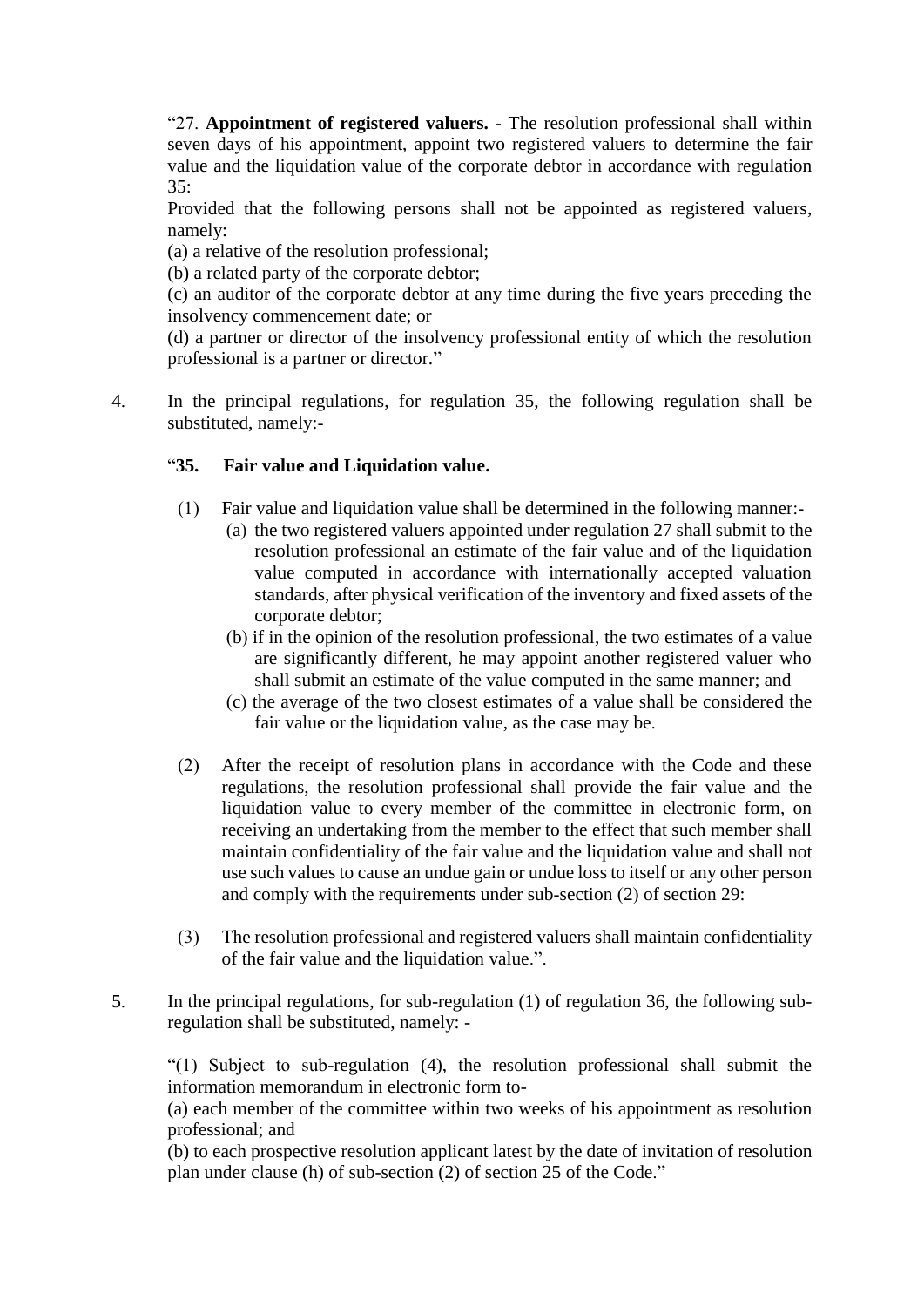"27. **Appointment of registered valuers.** - The resolution professional shall within seven days of his appointment, appoint two registered valuers to determine the fair value and the liquidation value of the corporate debtor in accordance with regulation 35:

Provided that the following persons shall not be appointed as registered valuers, namely:

(a) a relative of the resolution professional;

(b) a related party of the corporate debtor;

(c) an auditor of the corporate debtor at any time during the five years preceding the insolvency commencement date; or

(d) a partner or director of the insolvency professional entity of which the resolution professional is a partner or director."

4. In the principal regulations, for regulation 35, the following regulation shall be substituted, namely:-

"**35. Fair value and Liquidation value.**

(1) Fair value and liquidation value shall be determined in the following manner:-

(a) the two registered valuers appointed under regulation 27 shall submit to the resolution professional an estimate of the fair value and of the liquidation value computed in accordance with internationally accepted valuation standards, after physical verification of the inventory and fixed assets of the corporate debtor;

(b) if in the opinion of the resolution professional, the two estimates of a value are significantly different, he may appoint another registered valuer who shall submit an estimate of the value computed in the same manner; and

(c) the average of the two closest estimates of a value shall be considered the fair value or the liquidation value, as the case may be.

(2) After the receipt of resolution plans in accordance with the Code and these regulations, the resolution professional shall provide the fair value and the liquidation value to every member of the committee in electronic form, on receiving an undertaking from the member to the effect that such member shall maintain confidentiality of the fair value and the liquidation value and shall not use such values to cause an undue gain or undue loss to itself or any other person and comply with the requirements under sub-section (2) of section 29:

(3) The resolution professional and registered valuers shall maintain confidentiality of the fair value and the liquidation value.".

5. In the principal regulations, for sub-regulation (1) of regulation 36, the following sub-regulation shall be substituted, namely: -

"(1) Subject to sub-regulation (4), the resolution professional shall submit the information memorandum in electronic form to-

(a) each member of the committee within two weeks of his appointment as resolution professional; and

(b) to each prospective resolution applicant latest by the date of invitation of resolution plan under clause (h) of sub-section (2) of section 25 of the Code."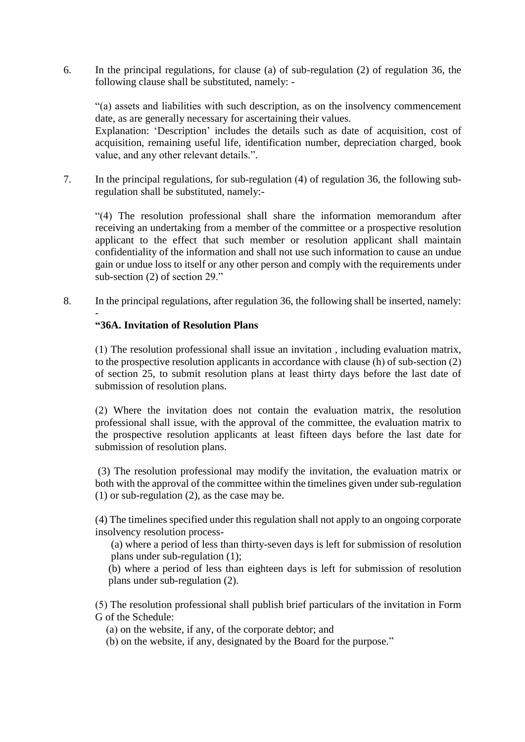6. In the principal regulations, for clause (a) of sub-regulation (2) of regulation 36, the following clause shall be substituted, namely: -

   "(a) assets and liabilities with such description, as on the insolvency commencement date, as are generally necessary for ascertaining their values.
   Explanation: 'Description' includes the details such as date of acquisition, cost of acquisition, remaining useful life, identification number, depreciation charged, book value, and any other relevant details.".

7. In the principal regulations, for sub-regulation (4) of regulation 36, the following sub-regulation shall be substituted, namely:-

   "(4) The resolution professional shall share the information memorandum after receiving an undertaking from a member of the committee or a prospective resolution applicant to the effect that such member or resolution applicant shall maintain confidentiality of the information and shall not use such information to cause an undue gain or undue loss to itself or any other person and comply with the requirements under sub-section (2) of section 29."

8. In the principal regulations, after regulation 36, the following shall be inserted, namely: -

   **"36A. Invitation of Resolution Plans**

   (1) The resolution professional shall issue an invitation , including evaluation matrix, to the prospective resolution applicants in accordance with clause (h) of sub-section (2) of section 25, to submit resolution plans at least thirty days before the last date of submission of resolution plans.

   (2) Where the invitation does not contain the evaluation matrix, the resolution professional shall issue, with the approval of the committee, the evaluation matrix to the prospective resolution applicants at least fifteen days before the last date for submission of resolution plans.

   (3) The resolution professional may modify the invitation, the evaluation matrix or both with the approval of the committee within the timelines given under sub-regulation (1) or sub-regulation (2), as the case may be.

   (4) The timelines specified under this regulation shall not apply to an ongoing corporate insolvency resolution process-

   (a) where a period of less than thirty-seven days is left for submission of resolution plans under sub-regulation (1);

   (b) where a period of less than eighteen days is left for submission of resolution plans under sub-regulation (2).

   (5) The resolution professional shall publish brief particulars of the invitation in Form G of the Schedule:

   (a) on the website, if any, of the corporate debtor; and

   (b) on the website, if any, designated by the Board for the purpose."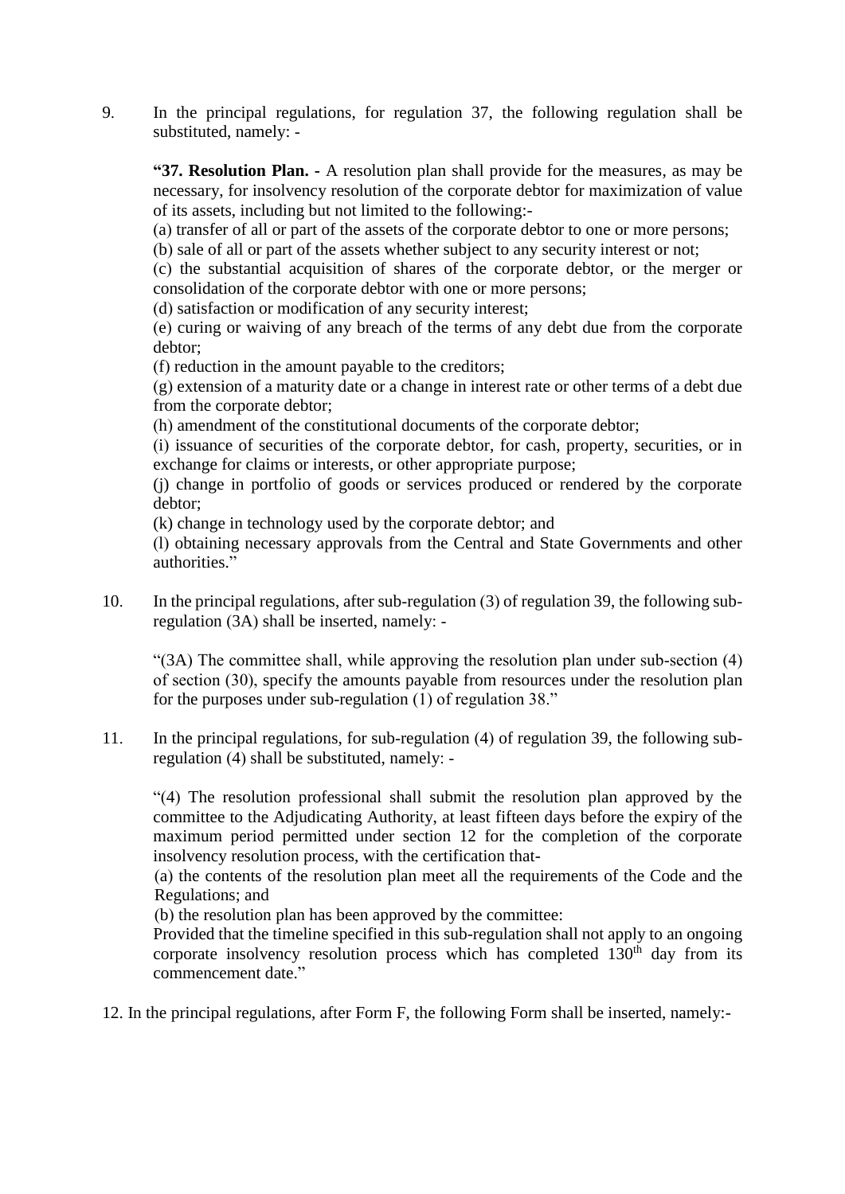9. In the principal regulations, for regulation 37, the following regulation shall be substituted, namely: -

   **"37. Resolution Plan. -** A resolution plan shall provide for the measures, as may be necessary, for insolvency resolution of the corporate debtor for maximization of value of its assets, including but not limited to the following:-
   (a) transfer of all or part of the assets of the corporate debtor to one or more persons;
   (b) sale of all or part of the assets whether subject to any security interest or not;
   (c) the substantial acquisition of shares of the corporate debtor, or the merger or consolidation of the corporate debtor with one or more persons;
   (d) satisfaction or modification of any security interest;
   (e) curing or waiving of any breach of the terms of any debt due from the corporate debtor;
   (f) reduction in the amount payable to the creditors;
   (g) extension of a maturity date or a change in interest rate or other terms of a debt due from the corporate debtor;
   (h) amendment of the constitutional documents of the corporate debtor;
   (i) issuance of securities of the corporate debtor, for cash, property, securities, or in exchange for claims or interests, or other appropriate purpose;
   (j) change in portfolio of goods or services produced or rendered by the corporate debtor;
   (k) change in technology used by the corporate debtor; and
   (l) obtaining necessary approvals from the Central and State Governments and other authorities."

10. In the principal regulations, after sub-regulation (3) of regulation 39, the following sub-regulation (3A) shall be inserted, namely: -

   "(3A) The committee shall, while approving the resolution plan under sub-section (4) of section (30), specify the amounts payable from resources under the resolution plan for the purposes under sub-regulation (1) of regulation 38."

11. In the principal regulations, for sub-regulation (4) of regulation 39, the following sub-regulation (4) shall be substituted, namely: -

   "(4) The resolution professional shall submit the resolution plan approved by the committee to the Adjudicating Authority, at least fifteen days before the expiry of the maximum period permitted under section 12 for the completion of the corporate insolvency resolution process, with the certification that-
   (a) the contents of the resolution plan meet all the requirements of the Code and the Regulations; and
   (b) the resolution plan has been approved by the committee:
   Provided that the timeline specified in this sub-regulation shall not apply to an ongoing corporate insolvency resolution process which has completed 130th day from its commencement date."

12. In the principal regulations, after Form F, the following Form shall be inserted, namely:-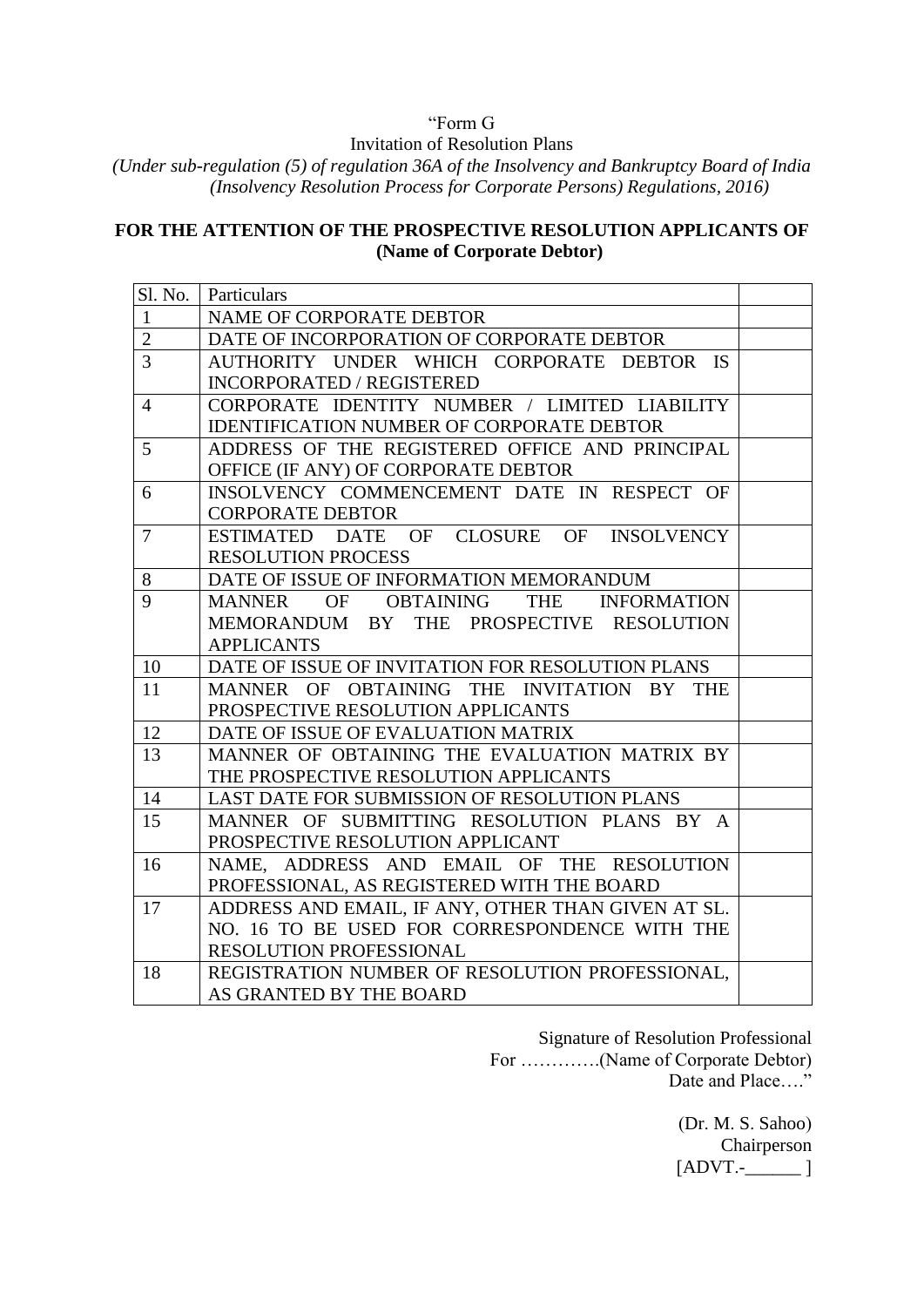"Form G

Invitation of Resolution Plans

*(Under sub-regulation (5) of regulation 36A of the Insolvency and Bankruptcy Board of India (Insolvency Resolution Process for Corporate Persons) Regulations, 2016)*

**FOR THE ATTENTION OF THE PROSPECTIVE RESOLUTION APPLICANTS OF (Name of Corporate Debtor)**

| Sl. No. | Particulars | |
|---|---|---|
| 1 | NAME OF CORPORATE DEBTOR | |
| 2 | DATE OF INCORPORATION OF CORPORATE DEBTOR | |
| 3 | AUTHORITY UNDER WHICH CORPORATE DEBTOR IS INCORPORATED / REGISTERED | |
| 4 | CORPORATE IDENTITY NUMBER / LIMITED LIABILITY IDENTIFICATION NUMBER OF CORPORATE DEBTOR | |
| 5 | ADDRESS OF THE REGISTERED OFFICE AND PRINCIPAL OFFICE (IF ANY) OF CORPORATE DEBTOR | |
| 6 | INSOLVENCY COMMENCEMENT DATE IN RESPECT OF CORPORATE DEBTOR | |
| 7 | ESTIMATED DATE OF CLOSURE OF INSOLVENCY RESOLUTION PROCESS | |
| 8 | DATE OF ISSUE OF INFORMATION MEMORANDUM | |
| 9 | MANNER OF OBTAINING THE INFORMATION MEMORANDUM BY THE PROSPECTIVE RESOLUTION APPLICANTS | |
| 10 | DATE OF ISSUE OF INVITATION FOR RESOLUTION PLANS | |
| 11 | MANNER OF OBTAINING THE INVITATION BY THE PROSPECTIVE RESOLUTION APPLICANTS | |
| 12 | DATE OF ISSUE OF EVALUATION MATRIX | |
| 13 | MANNER OF OBTAINING THE EVALUATION MATRIX BY THE PROSPECTIVE RESOLUTION APPLICANTS | |
| 14 | LAST DATE FOR SUBMISSION OF RESOLUTION PLANS | |
| 15 | MANNER OF SUBMITTING RESOLUTION PLANS BY A PROSPECTIVE RESOLUTION APPLICANT | |
| 16 | NAME, ADDRESS AND EMAIL OF THE RESOLUTION PROFESSIONAL, AS REGISTERED WITH THE BOARD | |
| 17 | ADDRESS AND EMAIL, IF ANY, OTHER THAN GIVEN AT SL. NO. 16 TO BE USED FOR CORRESPONDENCE WITH THE RESOLUTION PROFESSIONAL | |
| 18 | REGISTRATION NUMBER OF RESOLUTION PROFESSIONAL, AS GRANTED BY THE BOARD | |

Signature of Resolution Professional

For ………….(Name of Corporate Debtor)

Date and Place…."

(Dr. M. S. Sahoo)

Chairperson

[ADVT.-______ ]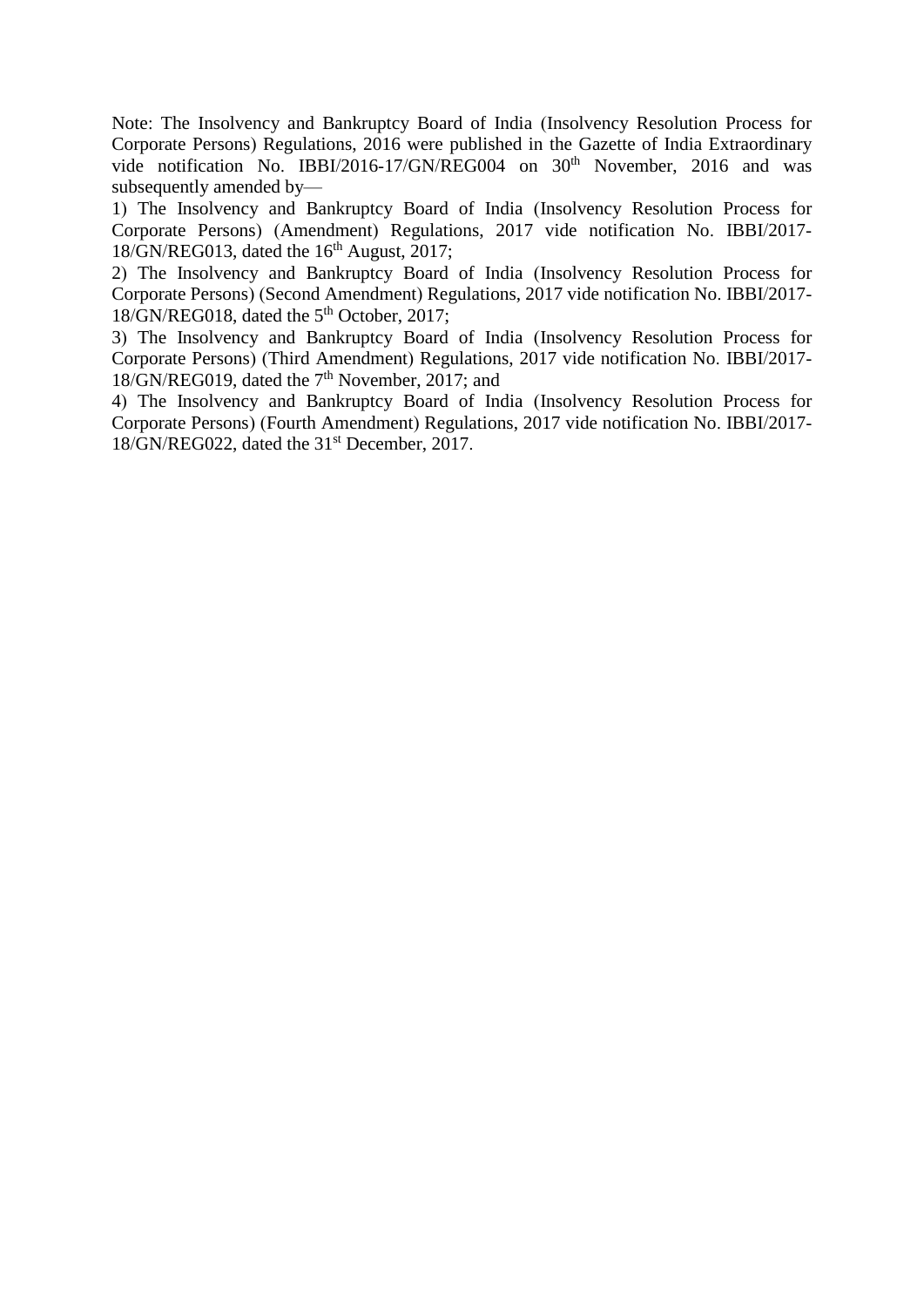Note: The Insolvency and Bankruptcy Board of India (Insolvency Resolution Process for Corporate Persons) Regulations, 2016 were published in the Gazette of India Extraordinary vide notification No. IBBI/2016-17/GN/REG004 on 30th November, 2016 and was subsequently amended by—

1) The Insolvency and Bankruptcy Board of India (Insolvency Resolution Process for Corporate Persons) (Amendment) Regulations, 2017 vide notification No. IBBI/2017-18/GN/REG013, dated the 16th August, 2017;

2) The Insolvency and Bankruptcy Board of India (Insolvency Resolution Process for Corporate Persons) (Second Amendment) Regulations, 2017 vide notification No. IBBI/2017-18/GN/REG018, dated the 5th October, 2017;

3) The Insolvency and Bankruptcy Board of India (Insolvency Resolution Process for Corporate Persons) (Third Amendment) Regulations, 2017 vide notification No. IBBI/2017-18/GN/REG019, dated the 7th November, 2017; and

4) The Insolvency and Bankruptcy Board of India (Insolvency Resolution Process for Corporate Persons) (Fourth Amendment) Regulations, 2017 vide notification No. IBBI/2017-18/GN/REG022, dated the 31st December, 2017.